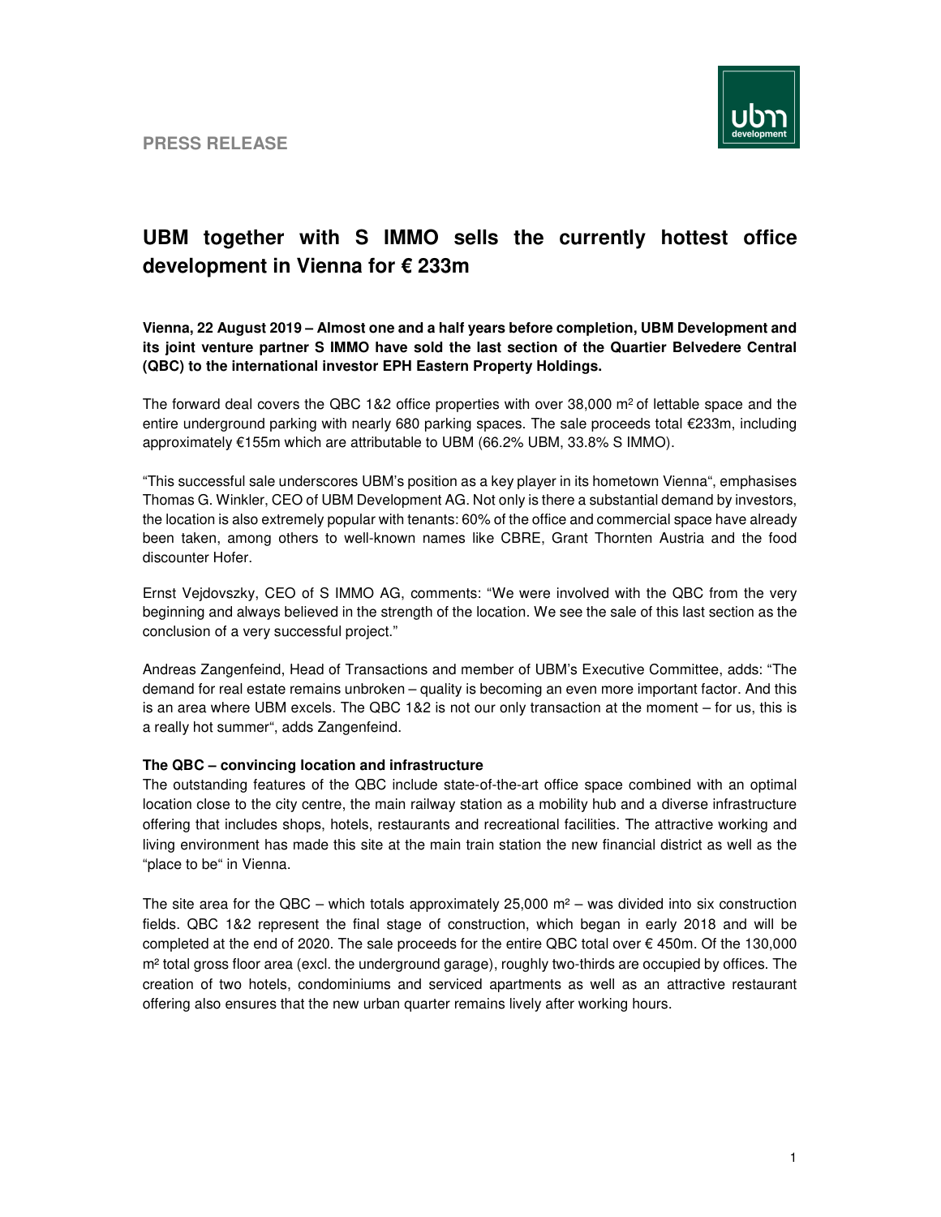**PRESS RELEASE**

# UBM together with S IMMO sells the currently hottest office development in Vienna for € 233m

**Vienna, 22 August 2019 – Almost one and a half years before completion, UBM Development and its joint venture partner S IMMO have sold the last section of the Quartier Belvedere Central (QBC) to the international investor EPH Eastern Property Holdings.**

The forward deal covers the QBC 1&2 office properties with over 38,000 m² of lettable space and the entire underground parking with nearly 680 parking spaces. The sale proceeds total €233m, including approximately €155m which are attributable to UBM (66.2% UBM, 33.8% S IMMO).

"This successful sale underscores UBM's position as a key player in its hometown Vienna", emphasises Thomas G. Winkler, CEO of UBM Development AG. Not only is there a substantial demand by investors, the location is also extremely popular with tenants: 60% of the office and commercial space have already been taken, among others to well-known names like CBRE, Grant Thornten Austria and the food discounter Hofer.

Ernst Vejdovszky, CEO of S IMMO AG, comments: "We were involved with the QBC from the very beginning and always believed in the strength of the location. We see the sale of this last section as the conclusion of a very successful project."

Andreas Zangenfeind, Head of Transactions and member of UBM's Executive Committee, adds: "The demand for real estate remains unbroken – quality is becoming an even more important factor. And this is an area where UBM excels. The QBC 1&2 is not our only transaction at the moment – for us, this is a really hot summer", adds Zangenfeind.

**The QBC – convincing location and infrastructure**

The outstanding features of the QBC include state-of-the-art office space combined with an optimal location close to the city centre, the main railway station as a mobility hub and a diverse infrastructure offering that includes shops, hotels, restaurants and recreational facilities. The attractive working and living environment has made this site at the main train station the new financial district as well as the "place to be" in Vienna.

The site area for the QBC – which totals approximately 25,000 m² – was divided into six construction fields. QBC 1&2 represent the final stage of construction, which began in early 2018 and will be completed at the end of 2020. The sale proceeds for the entire QBC total over € 450m. Of the 130,000 m² total gross floor area (excl. the underground garage), roughly two-thirds are occupied by offices. The creation of two hotels, condominiums and serviced apartments as well as an attractive restaurant offering also ensures that the new urban quarter remains lively after working hours.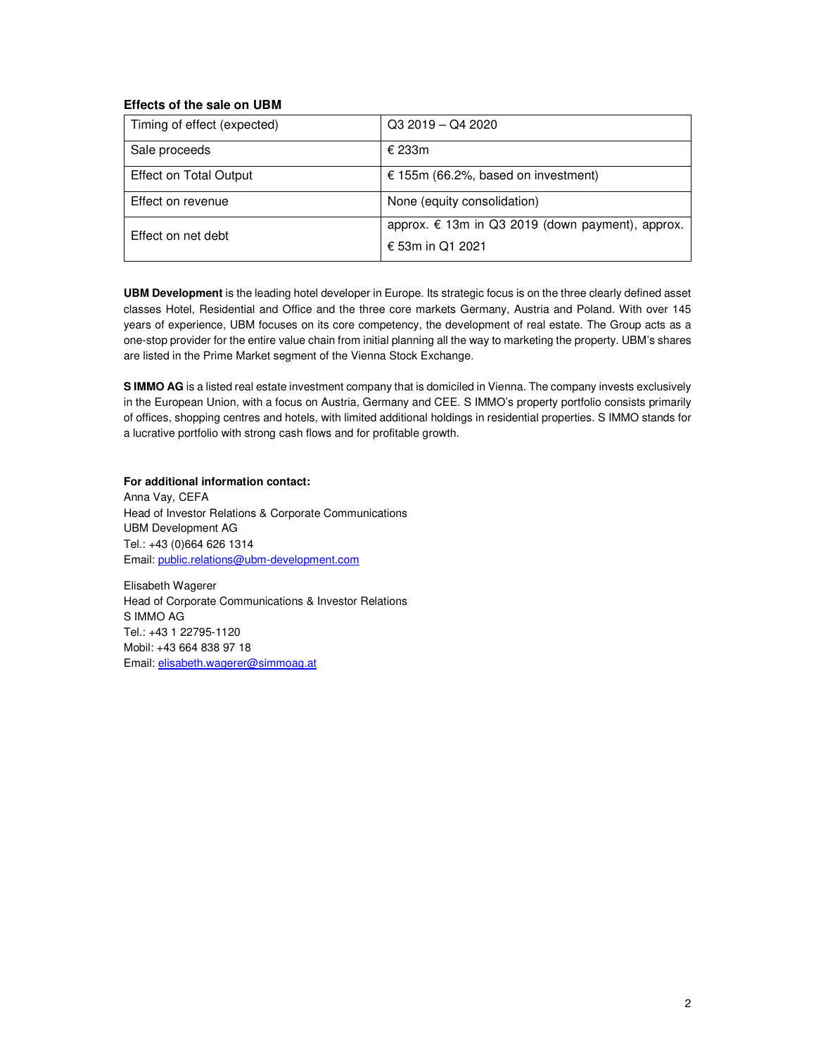**Effects of the sale on UBM**

| | |
|---|---|
| Timing of effect (expected) | Q3 2019 – Q4 2020 |
| Sale proceeds | € 233m |
| Effect on Total Output | € 155m (66.2%, based on investment) |
| Effect on revenue | None (equity consolidation) |
| Effect on net debt | approx. € 13m in Q3 2019 (down payment), approx. € 53m in Q1 2021 |

**UBM Development** is the leading hotel developer in Europe. Its strategic focus is on the three clearly defined asset classes Hotel, Residential and Office and the three core markets Germany, Austria and Poland. With over 145 years of experience, UBM focuses on its core competency, the development of real estate. The Group acts as a one-stop provider for the entire value chain from initial planning all the way to marketing the property. UBM's shares are listed in the Prime Market segment of the Vienna Stock Exchange.

**S IMMO AG** is a listed real estate investment company that is domiciled in Vienna. The company invests exclusively in the European Union, with a focus on Austria, Germany and CEE. S IMMO's property portfolio consists primarily of offices, shopping centres and hotels, with limited additional holdings in residential properties. S IMMO stands for a lucrative portfolio with strong cash flows and for profitable growth.

**For additional information contact:**
Anna Vay, CEFA
Head of Investor Relations & Corporate Communications
UBM Development AG
Tel.: +43 (0)664 626 1314
Email: public.relations@ubm-development.com

Elisabeth Wagerer
Head of Corporate Communications & Investor Relations
S IMMO AG
Tel.: +43 1 22795-1120
Mobil: +43 664 838 97 18
Email: elisabeth.wagerer@simmoag.at